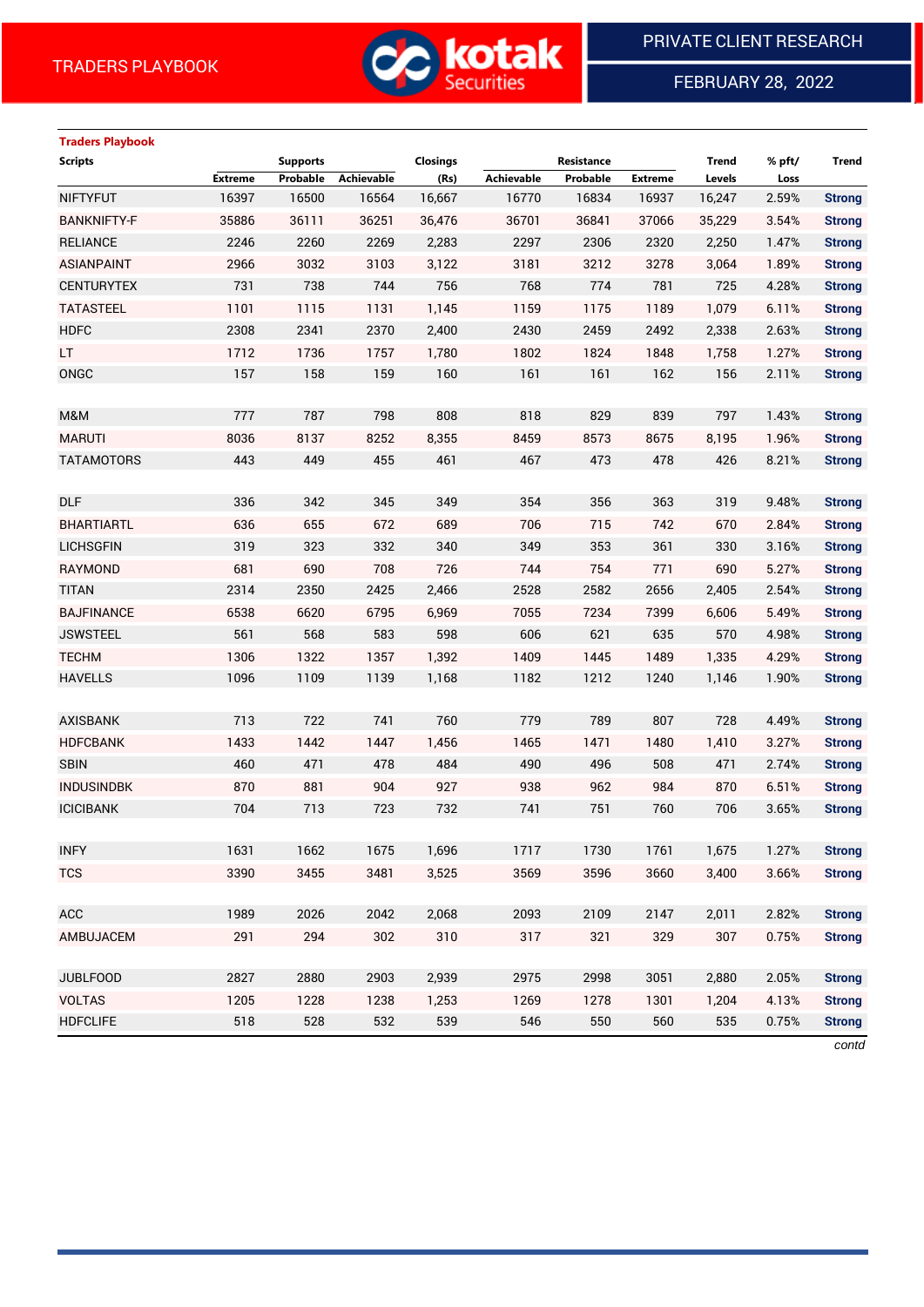TRADERS PLAYBOOK

PRIVATE CLIENT RESEARCH

FEBRUARY 28, 2022

**Traders Playbook**

| Scripts | Supports | | | Closings | Resistance | | | Trend | % pft/ | Trend |
|---|---|---|---|---|---|---|---|---|---|---|
| | Extreme | Probable | Achievable | (Rs) | Achievable | Probable | Extreme | Levels | Loss | |
| NIFTYFUT | 16397 | 16500 | 16564 | 16,667 | 16770 | 16834 | 16937 | 16,247 | 2.59% | Strong |
| BANKNIFTY-F | 35886 | 36111 | 36251 | 36,476 | 36701 | 36841 | 37066 | 35,229 | 3.54% | Strong |
| RELIANCE | 2246 | 2260 | 2269 | 2,283 | 2297 | 2306 | 2320 | 2,250 | 1.47% | Strong |
| ASIANPAINT | 2966 | 3032 | 3103 | 3,122 | 3181 | 3212 | 3278 | 3,064 | 1.89% | Strong |
| CENTURYTEX | 731 | 738 | 744 | 756 | 768 | 774 | 781 | 725 | 4.28% | Strong |
| TATASTEEL | 1101 | 1115 | 1131 | 1,145 | 1159 | 1175 | 1189 | 1,079 | 6.11% | Strong |
| HDFC | 2308 | 2341 | 2370 | 2,400 | 2430 | 2459 | 2492 | 2,338 | 2.63% | Strong |
| LT | 1712 | 1736 | 1757 | 1,780 | 1802 | 1824 | 1848 | 1,758 | 1.27% | Strong |
| ONGC | 157 | 158 | 159 | 160 | 161 | 161 | 162 | 156 | 2.11% | Strong |
| | | | | | | | | | | |
| M&M | 777 | 787 | 798 | 808 | 818 | 829 | 839 | 797 | 1.43% | Strong |
| MARUTI | 8036 | 8137 | 8252 | 8,355 | 8459 | 8573 | 8675 | 8,195 | 1.96% | Strong |
| TATAMOTORS | 443 | 449 | 455 | 461 | 467 | 473 | 478 | 426 | 8.21% | Strong |
| | | | | | | | | | | |
| DLF | 336 | 342 | 345 | 349 | 354 | 356 | 363 | 319 | 9.48% | Strong |
| BHARTIARTL | 636 | 655 | 672 | 689 | 706 | 715 | 742 | 670 | 2.84% | Strong |
| LICHSGFIN | 319 | 323 | 332 | 340 | 349 | 353 | 361 | 330 | 3.16% | Strong |
| RAYMOND | 681 | 690 | 708 | 726 | 744 | 754 | 771 | 690 | 5.27% | Strong |
| TITAN | 2314 | 2350 | 2425 | 2,466 | 2528 | 2582 | 2656 | 2,405 | 2.54% | Strong |
| BAJFINANCE | 6538 | 6620 | 6795 | 6,969 | 7055 | 7234 | 7399 | 6,606 | 5.49% | Strong |
| JSWSTEEL | 561 | 568 | 583 | 598 | 606 | 621 | 635 | 570 | 4.98% | Strong |
| TECHM | 1306 | 1322 | 1357 | 1,392 | 1409 | 1445 | 1489 | 1,335 | 4.29% | Strong |
| HAVELLS | 1096 | 1109 | 1139 | 1,168 | 1182 | 1212 | 1240 | 1,146 | 1.90% | Strong |
| | | | | | | | | | | |
| AXISBANK | 713 | 722 | 741 | 760 | 779 | 789 | 807 | 728 | 4.49% | Strong |
| HDFCBANK | 1433 | 1442 | 1447 | 1,456 | 1465 | 1471 | 1480 | 1,410 | 3.27% | Strong |
| SBIN | 460 | 471 | 478 | 484 | 490 | 496 | 508 | 471 | 2.74% | Strong |
| INDUSINDBK | 870 | 881 | 904 | 927 | 938 | 962 | 984 | 870 | 6.51% | Strong |
| ICICIBANK | 704 | 713 | 723 | 732 | 741 | 751 | 760 | 706 | 3.65% | Strong |
| | | | | | | | | | | |
| INFY | 1631 | 1662 | 1675 | 1,696 | 1717 | 1730 | 1761 | 1,675 | 1.27% | Strong |
| TCS | 3390 | 3455 | 3481 | 3,525 | 3569 | 3596 | 3660 | 3,400 | 3.66% | Strong |
| | | | | | | | | | | |
| ACC | 1989 | 2026 | 2042 | 2,068 | 2093 | 2109 | 2147 | 2,011 | 2.82% | Strong |
| AMBUJACEM | 291 | 294 | 302 | 310 | 317 | 321 | 329 | 307 | 0.75% | Strong |
| | | | | | | | | | | |
| JUBLFOOD | 2827 | 2880 | 2903 | 2,939 | 2975 | 2998 | 3051 | 2,880 | 2.05% | Strong |
| VOLTAS | 1205 | 1228 | 1238 | 1,253 | 1269 | 1278 | 1301 | 1,204 | 4.13% | Strong |
| HDFCLIFE | 518 | 528 | 532 | 539 | 546 | 550 | 560 | 535 | 0.75% | Strong |

*contd*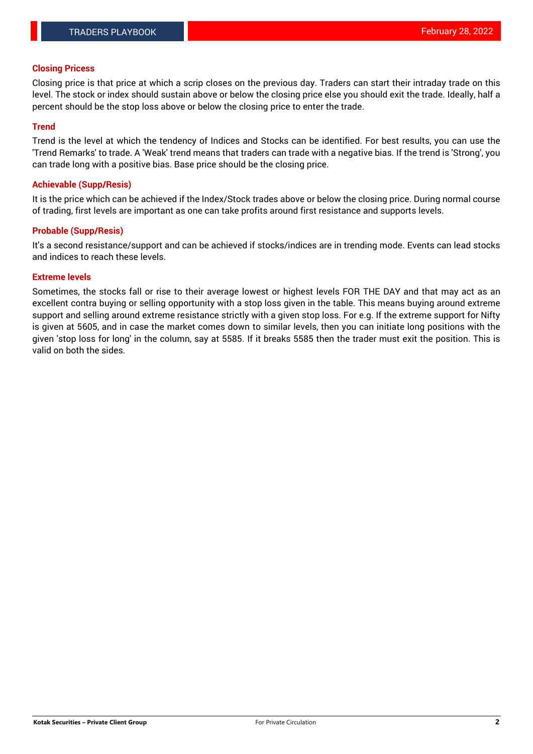## Closing Pricess

Closing price is that price at which a scrip closes on the previous day. Traders can start their intraday trade on this level. The stock or index should sustain above or below the closing price else you should exit the trade. Ideally, half a percent should be the stop loss above or below the closing price to enter the trade.

## Trend

Trend is the level at which the tendency of Indices and Stocks can be identified. For best results, you can use the 'Trend Remarks' to trade. A 'Weak' trend means that traders can trade with a negative bias. If the trend is 'Strong', you can trade long with a positive bias. Base price should be the closing price.

## Achievable (Supp/Resis)

It is the price which can be achieved if the Index/Stock trades above or below the closing price. During normal course of trading, first levels are important as one can take profits around first resistance and supports levels.

## Probable (Supp/Resis)

It's a second resistance/support and can be achieved if stocks/indices are in trending mode. Events can lead stocks and indices to reach these levels.

## Extreme levels

Sometimes, the stocks fall or rise to their average lowest or highest levels FOR THE DAY and that may act as an excellent contra buying or selling opportunity with a stop loss given in the table. This means buying around extreme support and selling around extreme resistance strictly with a given stop loss. For e.g. If the extreme support for Nifty is given at 5605, and in case the market comes down to similar levels, then you can initiate long positions with the given 'stop loss for long' in the column, say at 5585. If it breaks 5585 then the trader must exit the position. This is valid on both the sides.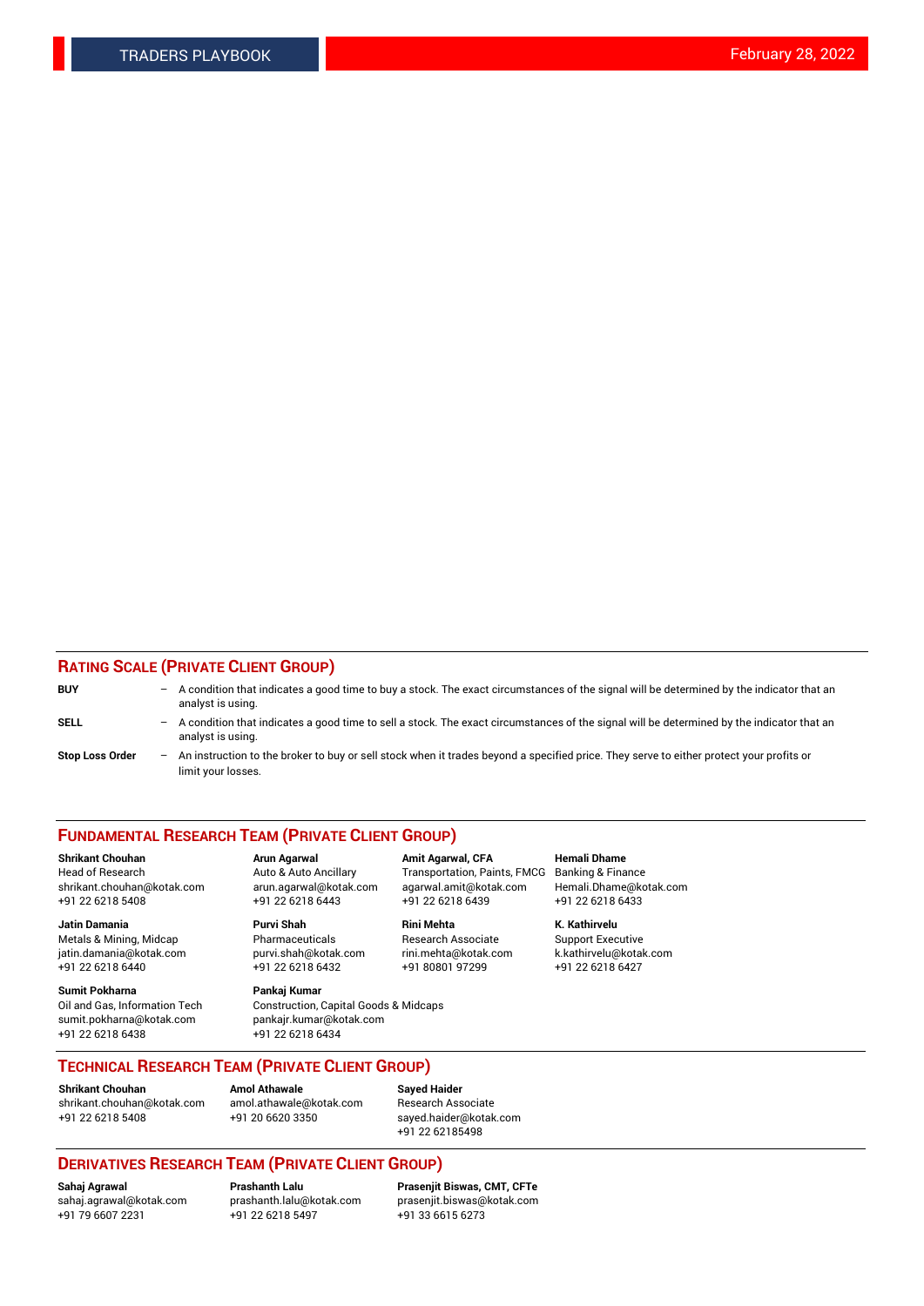## RATING SCALE (PRIVATE CLIENT GROUP)

**BUY** – A condition that indicates a good time to buy a stock. The exact circumstances of the signal will be determined by the indicator that an analyst is using.

**SELL** – A condition that indicates a good time to sell a stock. The exact circumstances of the signal will be determined by the indicator that an analyst is using.

**Stop Loss Order** – An instruction to the broker to buy or sell stock when it trades beyond a specified price. They serve to either protect your profits or limit your losses.

## FUNDAMENTAL RESEARCH TEAM (PRIVATE CLIENT GROUP)

**Shrikant Chouhan**
Head of Research
shrikant.chouhan@kotak.com
+91 22 6218 5408

**Arun Agarwal**
Auto & Auto Ancillary
arun.agarwal@kotak.com
+91 22 6218 6443

**Amit Agarwal, CFA**
Transportation, Paints, FMCG
agarwal.amit@kotak.com
+91 22 6218 6439

**Hemali Dhame**
Banking & Finance
Hemali.Dhame@kotak.com
+91 22 6218 6433

**Jatin Damania**
Metals & Mining, Midcap
jatin.damania@kotak.com
+91 22 6218 6440

**Purvi Shah**
Pharmaceuticals
purvi.shah@kotak.com
+91 22 6218 6432

**Rini Mehta**
Research Associate
rini.mehta@kotak.com
+91 80801 97299

**K. Kathirvelu**
Support Executive
k.kathirvelu@kotak.com
+91 22 6218 6427

**Sumit Pokharna**
Oil and Gas, Information Tech
sumit.pokharna@kotak.com
+91 22 6218 6438

**Pankaj Kumar**
Construction, Capital Goods & Midcaps
pankajr.kumar@kotak.com
+91 22 6218 6434

## TECHNICAL RESEARCH TEAM (PRIVATE CLIENT GROUP)

**Shrikant Chouhan**
shrikant.chouhan@kotak.com
+91 22 6218 5408

**Amol Athawale**
amol.athawale@kotak.com
+91 20 6620 3350

**Sayed Haider**
Research Associate
sayed.haider@kotak.com
+91 22 62185498

## DERIVATIVES RESEARCH TEAM (PRIVATE CLIENT GROUP)

**Sahaj Agrawal**
sahaj.agrawal@kotak.com
+91 79 6607 2231

**Prashanth Lalu**
prashanth.lalu@kotak.com
+91 22 6218 5497

**Prasenjit Biswas, CMT, CFTe**
prasenjit.biswas@kotak.com
+91 33 6615 6273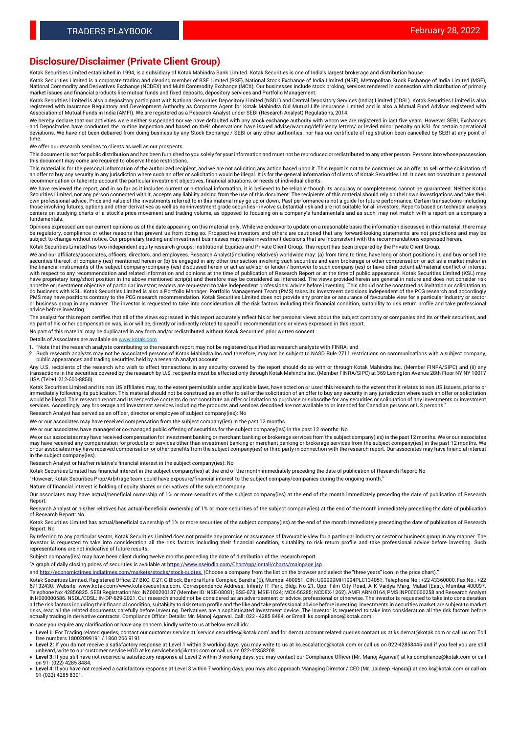# Disclosure/Disclaimer (Private Client Group)

Kotak Securities Limited established in 1994, is a subsidiary of Kotak Mahindra Bank Limited. Kotak Securities is one of India's largest brokerage and distribution house.

Kotak Securities Limited is a corporate trading and clearing member of BSE Limited (BSE), National Stock Exchange of India Limited (NSE), Metropolitan Stock Exchange of India Limited (MSE), National Commodity and Derivatives Exchange (NCDEX) and Multi Commodity Exchange (MCX). Our businesses include stock broking, services rendered in connection with distribution of primary market issues and financial products like mutual funds and fixed deposits, depository services and Portfolio Management.

Kotak Securities Limited is also a depository participant with National Securities Depository Limited (NSDL) and Central Depository Services (India) Limited (CDSL). Kotak Securities Limited is also registered with Insurance Regulatory and Development Authority as Corporate Agent for Kotak Mahindra Old Mutual Life Insurance Limited and is also a Mutual Fund Advisor registered with Association of Mutual Funds in India (AMFI). We are registered as a Research Analyst under SEBI (Research Analyst) Regulations, 2014.

We hereby declare that our activities were neither suspended nor we have defaulted with any stock exchange authority with whom we are registered in last five years. However SEBI, Exchanges and Depositories have conducted the routine inspection and based on their observations have issued advise/warning/deficiency letters/ or levied minor penalty on KSL for certain operational deviations. We have not been debarred from doing business by any Stock Exchange / SEBI or any other authorities; nor has our certificate of registration been cancelled by SEBI at any point of time.

We offer our research services to clients as well as our prospects.

This document is not for public distribution and has been furnished to you solely for your information and must not be reproduced or redistributed to any other person. Persons into whose possession this document may come are required to observe these restrictions.

This material is for the personal information of the authorized recipient, and we are not soliciting any action based upon it. This report is not to be construed as an offer to sell or the solicitation of an offer to buy any security in any jurisdiction where such an offer or solicitation would be illegal. It is for the general information of clients of Kotak Securities Ltd. It does not constitute a personal recommendation or take into account the particular investment objectives, financial situations, or needs of individual clients.

We have reviewed the report, and in so far as it includes current or historical information, it is believed to be reliable though its accuracy or completeness cannot be guaranteed. Neither Kotak Securities Limited, nor any person connected with it, accepts any liability arising from the use of this document. The recipients of this material should rely on their own investigations and take their own professional advice. Price and value of the investments referred to in this material may go up or down. Past performance is not a guide for future performance. Certain transactions -including those involving futures, options and other derivatives as well as non-investment grade securities - involve substantial risk and are not suitable for all investors. Reports based on technical analysis centers on studying charts of a stock's price movement and trading volume, as opposed to focusing on a company's fundamentals and as such, may not match with a report on a company's fundamentals.

Opinions expressed are our current opinions as of the date appearing on this material only. While we endeavor to update on a reasonable basis the information discussed in this material, there may be regulatory, compliance or other reasons that prevent us from doing so. Prospective investors and others are cautioned that any forward-looking statements are not predictions and may be subject to change without notice. Our proprietary trading and investment businesses may make investment decisions that are inconsistent with the recommendations expressed herein.

Kotak Securities Limited has two independent equity research groups: Institutional Equities and Private Client Group. This report has been prepared by the Private Client Group.

We and our affiliates/associates, officers, directors, and employees, Research Analyst(including relatives) worldwide may: (a) from time to time, have long or short positions in, and buy or sell the securities thereof, of company (ies) mentioned herein or (b) be engaged in any other transaction involving such securities and earn brokerage or other compensation or act as a market maker in the financial instruments of the subject company/company (ies) discussed herein or act as advisor or lender / borrower to such company (ies) or have other potential/material conflict of interest with respect to any recommendation and related information and opinions at the time of publication of Research Report or at the time of public appearance. Kotak Securities Limited (KSL) may have proprietary long/short position in the above mentioned scrip(s) and therefore may be considered as interested. The views provided herein are general in nature and does not consider risk appetite or investment objective of particular investor; readers are requested to take independent professional advice before investing. This should not be construed as invitation or solicitation to do business with KSL. Kotak Securities Limited is also a Portfolio Manager. Portfolio Management Team (PMS) takes its investment decisions independent of the PCG research and accordingly PMS may have positions contrary to the PCG research recommendation. Kotak Securities Limited does not provide any promise or assurance of favourable view for a particular industry or sector or business group in any manner. The investor is requested to take into consideration all the risk factors including their financial condition, suitability to risk return profile and take professional advice before investing.

The analyst for this report certifies that all of the views expressed in this report accurately reflect his or her personal views about the subject company or companies and its or their securities, and no part of his or her compensation was, is or will be, directly or indirectly related to specific recommendations or views expressed in this report.

No part of this material may be duplicated in any form and/or redistributed without Kotak Securities' prior written consent.

Details of Associates are available on www.kotak.com

1. "Note that the research analysts contributing to the research report may not be registered/qualified as research analysts with FINRA; and
2. Such research analysts may not be associated persons of Kotak Mahindra Inc and therefore, may not be subject to NASD Rule 2711 restrictions on communications with a subject company, public appearances and trading securities held by a research analyst account

Any U.S. recipients of the research who wish to effect transactions in any security covered by the report should do so with or through Kotak Mahindra Inc. (Member FINRA/SIPC) and (ii) any transactions in the securities covered by the research by U.S. recipients must be effected only through Kotak Mahindra Inc. (Member FINRA/SIPC) at 369 Lexington Avenue 28th Floor NY NY 10017 USA (Tel:+1 212-600-8850).

Kotak Securities Limited and its non US affiliates may, to the extent permissible under applicable laws, have acted on or used this research to the extent that it relates to non US issuers, prior to or immediately following its publication. This material should not be construed as an offer to sell or the solicitation of an offer to buy any security in any jurisdiction where such an offer or solicitation would be illegal. This research report and its respective contents do not constitute an offer or invitation to purchase or subscribe for any securities or solicitation of any investments or investment services. Accordingly, any brokerage and investment services including the products and services described are not available to or intended for Canadian persons or US persons."

Research Analyst has served as an officer, director or employee of subject company(ies): No

We or our associates may have received compensation from the subject company(ies) in the past 12 months.

We or our associates have managed or co-managed public offering of securities for the subject company(ies) in the past 12 months: No

We or our associates may have received compensation for investment banking or merchant banking or brokerage services from the subject company(ies) in the past 12 months. We or our associates may have received any compensation for products or services other than investment banking or merchant banking or brokerage services from the subject company(ies) in the past 12 months. We or our associates may have received compensation or other benefits from the subject company(ies) or third party in connection with the research report. Our associates may have financial interest in the subject company(ies).

Research Analyst or his/her relative's financial interest in the subject company(ies): No

Kotak Securities Limited has financial interest in the subject company(ies) at the end of the month immediately preceding the date of publication of Research Report: No

"However, Kotak Securities Prop/Arbitrage team could have exposure/financial interest to the subject company/companies during the ongoing month."

Nature of financial interest is holding of equity shares or derivatives of the subject company.

Our associates may have actual/beneficial ownership of 1% or more securities of the subject company(ies) at the end of the month immediately preceding the date of publication of Research Report.

Research Analyst or his/her relatives has actual/beneficial ownership of 1% or more securities of the subject company(ies) at the end of the month immediately preceding the date of publication of Research Report: No.

Kotak Securities Limited has actual/beneficial ownership of 1% or more securities of the subject company(ies) at the end of the month immediately preceding the date of publication of Research Report: No

By referring to any particular sector, Kotak Securities Limited does not provide any promise or assurance of favourable view for a particular industry or sector or business group in any manner. The investor is requested to take into consideration all the risk factors including their financial condition, suitability to risk return profile and take professional advice before investing. Such representations are not indicative of future results.

Subject company(ies) may have been client during twelve months preceding the date of distribution of the research report.

"A graph of daily closing prices of securities is available at https://www.nseindia.com/ChartApp/install/charts/mainpage.jsp

and http://economictimes.indiatimes.com/markets/stocks/stock-quotes. (Choose a company from the list on the browser and select the "three years" icon in the price chart)."

Kotak Securities Limited. Registered Office: 27 BKC, C 27, G Block, Bandra Kurla Complex, Bandra (E), Mumbai 400051. CIN: U99999MH1994PLC134051, Telephone No.: +22 43360000, Fax No.: +22 67132430. Website: www.kotak.com/www.kotaksecurities.com. Correspondence Address: Infinity IT Park, Bldg. No 21, Opp. Film City Road, A K Vaidya Marg, Malad (East), Mumbai 400097. Telephone No: 42856825. SEBI Registration No: INZ000200137 (Member ID: NSE-08081; BSE-673; MSE-1024; MCX-56285; NCDEX-1262), AMFI ARN 0164, PMS INP000000258 and Research Analyst INH000000586. NSDL/CDSL: IN-DP-629-2021. Our research should not be considered as an advertisement or advice, professional or otherwise. The investor is requested to take into consideration all the risk factors including their financial condition, suitability to risk return profile and the like and take professional advice before investing. Investments in securities market are subject to market risks, read all the related documents carefully before investing. Derivatives are a sophisticated investment device. The investor is requested to take into consideration all the risk factors before actually trading in derivative contracts. Compliance Officer Details: Mr. Manoj Agarwal. Call: 022 - 4285 8484, or Email: ks.compliance@kotak.com.

In case you require any clarification or have any concern, kindly write to us at below email ids:

- **Level 1**: For Trading related queries, contact our customer service at 'service.securities@kotak.com' and for demat account related queries contact us at ks.demat@kotak.com or call us on: Toll free numbers 18002099191 / 1860 266 9191
- **Level 2:** If you do not receive a satisfactory response at Level 1 within 3 working days, you may write to us at ks.escalation@kotak.com or call us on 022-42858445 and if you feel you are still unheard, write to our customer service HOD at ks.servicehead@kotak.com or call us on 022-42858208.
- **Level 3:** If you still have not received a satisfactory response at Level 2 within 3 working days, you may contact our Compliance Officer (Mr. Manoj Agarwal) at ks.compliance@kotak.com or call on 91- (022) 4285 8484.
- **Level 4:** If you have not received a satisfactory response at Level 3 within 7 working days, you may also approach Managing Director / CEO (Mr. Jaideep Hansraj) at ceo.ks@kotak.com or call on 91-(022) 4285 8301.